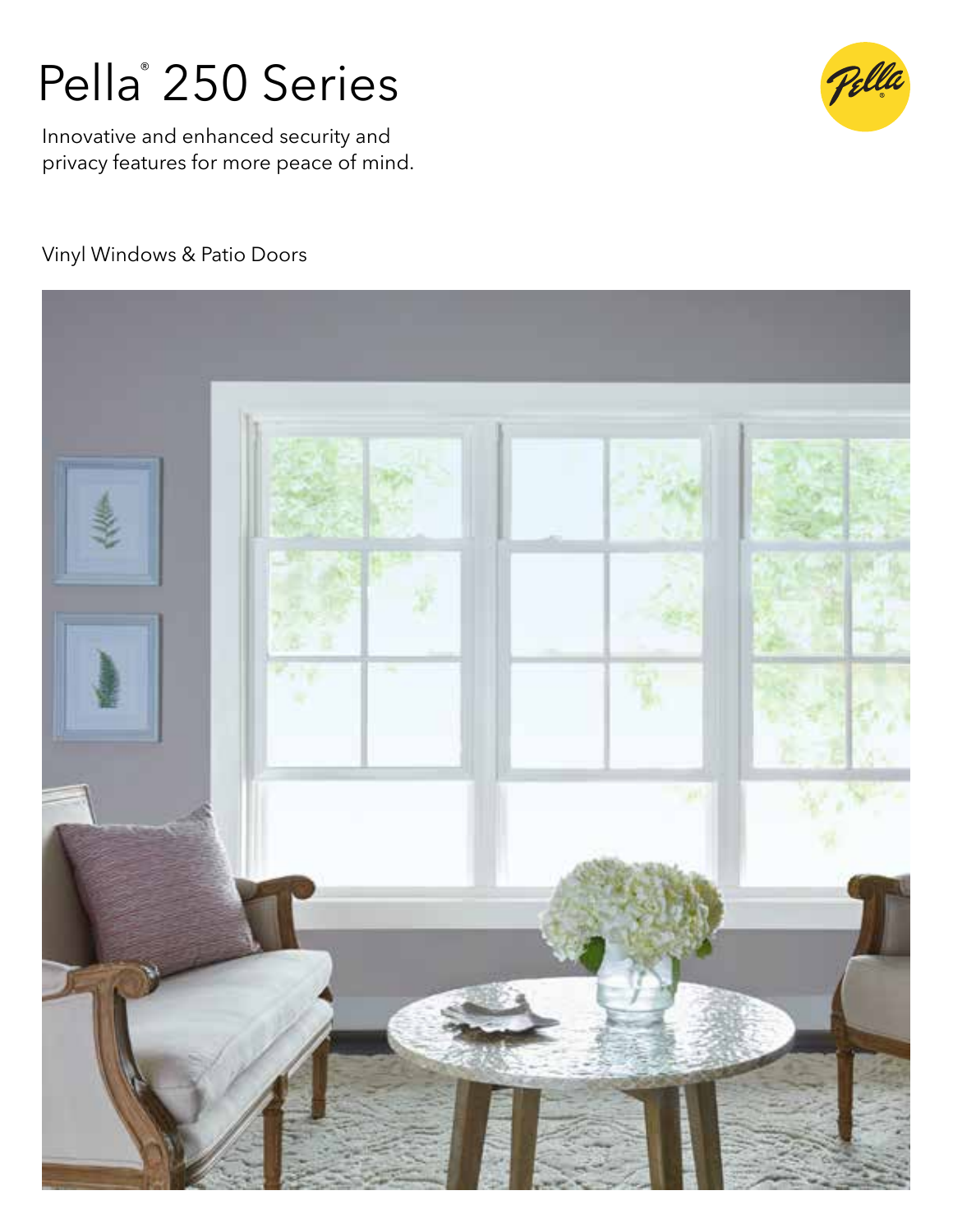# Pella® 250 Series

Innovative and enhanced security and privacy features for more peace of mind.

Vinyl Windows & Patio Doors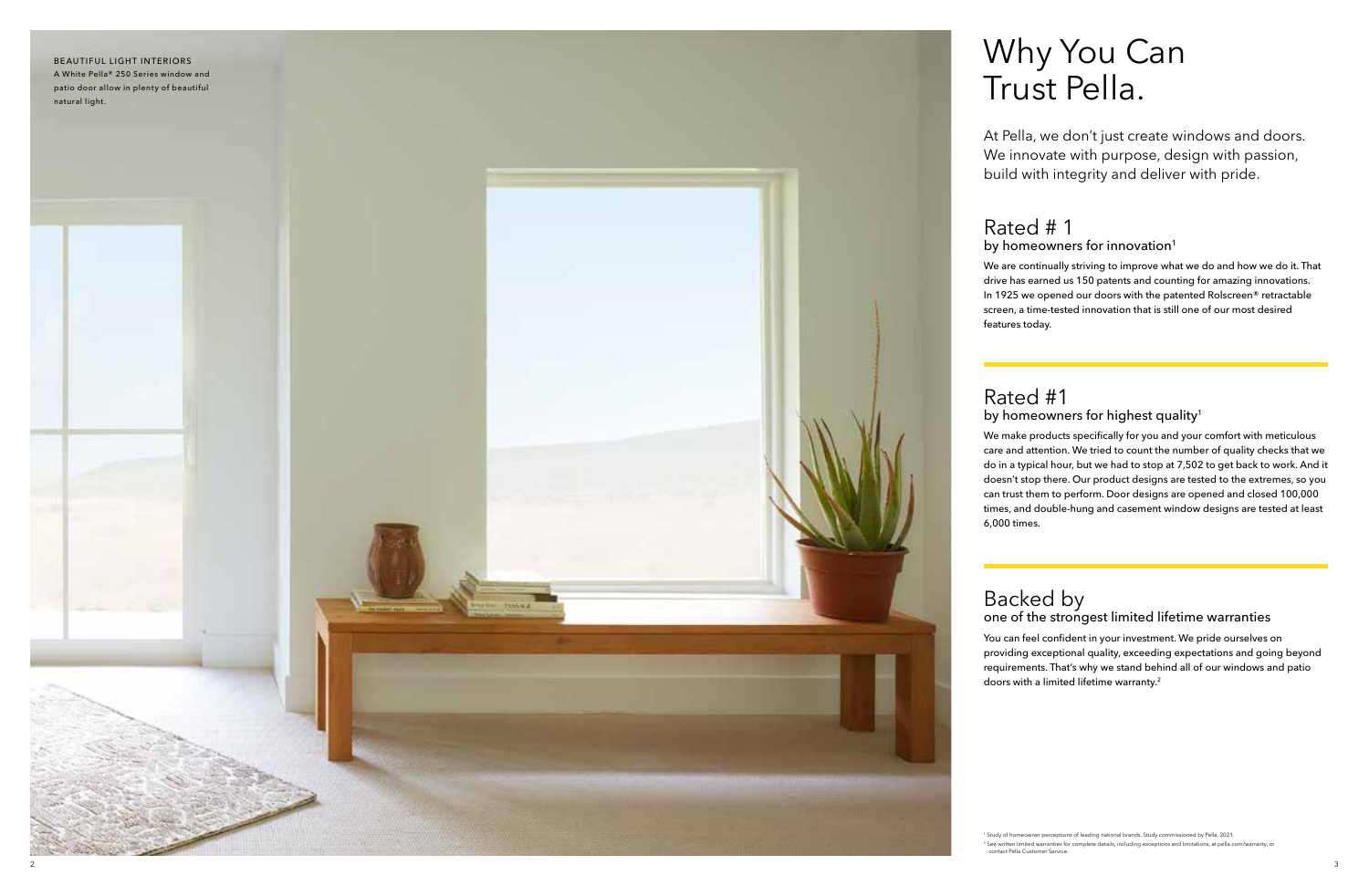BEAUTIFUL LIGHT INTERIORS
A White Pella® 250 Series window and patio door allow in plenty of beautiful natural light.

# Why You Can Trust Pella.

At Pella, we don't just create windows and doors. We innovate with purpose, design with passion, build with integrity and deliver with pride.

## Rated # 1
### by homeowners for innovation[1]

We are continually striving to improve what we do and how we do it. That drive has earned us 150 patents and counting for amazing innovations. In 1925 we opened our doors with the patented Rolscreen® retractable screen, a time-tested innovation that is still one of our most desired features today.

## Rated #1
### by homeowners for highest quality[1]

We make products specifically for you and your comfort with meticulous care and attention. We tried to count the number of quality checks that we do in a typical hour, but we had to stop at 7,502 to get back to work. And it doesn't stop there. Our product designs are tested to the extremes, so you can trust them to perform. Door designs are opened and closed 100,000 times, and double-hung and casement window designs are tested at least 6,000 times.

## Backed by
### one of the strongest limited lifetime warranties

You can feel confident in your investment. We pride ourselves on providing exceptional quality, exceeding expectations and going beyond requirements. That's why we stand behind all of our windows and patio doors with a limited lifetime warranty.[2]

[1] Study of homeowner perceptions of leading national brands. Study commissioned by Pella, 2021.
[2] See written limited warranties for complete details, including exceptions and limitations, at pella.com/warranty, or contact Pella Customer Service.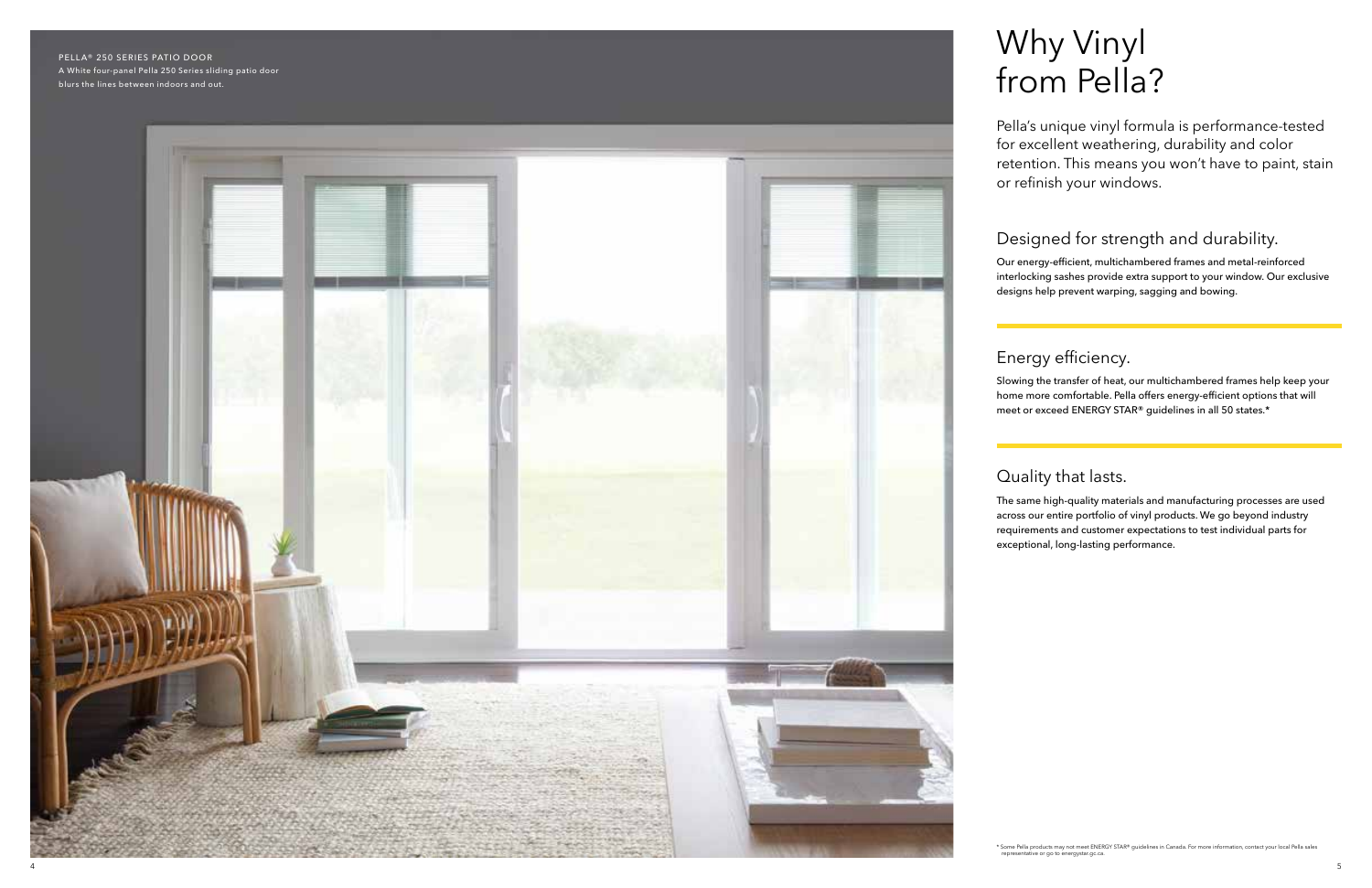PELLA® 250 SERIES PATIO DOOR

A White four-panel Pella 250 Series sliding patio door blurs the lines between indoors and out.

# Why Vinyl from Pella?

Pella's unique vinyl formula is performance-tested for excellent weathering, durability and color retention. This means you won't have to paint, stain or refinish your windows.

## Designed for strength and durability.

Our energy-efficient, multichambered frames and metal-reinforced interlocking sashes provide extra support to your window. Our exclusive designs help prevent warping, sagging and bowing.

## Energy efficiency.

Slowing the transfer of heat, our multichambered frames help keep your home more comfortable. Pella offers energy-efficient options that will meet or exceed ENERGY STAR® guidelines in all 50 states.*

## Quality that lasts.

The same high-quality materials and manufacturing processes are used across our entire portfolio of vinyl products. We go beyond industry requirements and customer expectations to test individual parts for exceptional, long-lasting performance.

* Some Pella products may not meet ENERGY STAR® guidelines in Canada. For more information, contact your local Pella sales representative or go to energystar.gc.ca.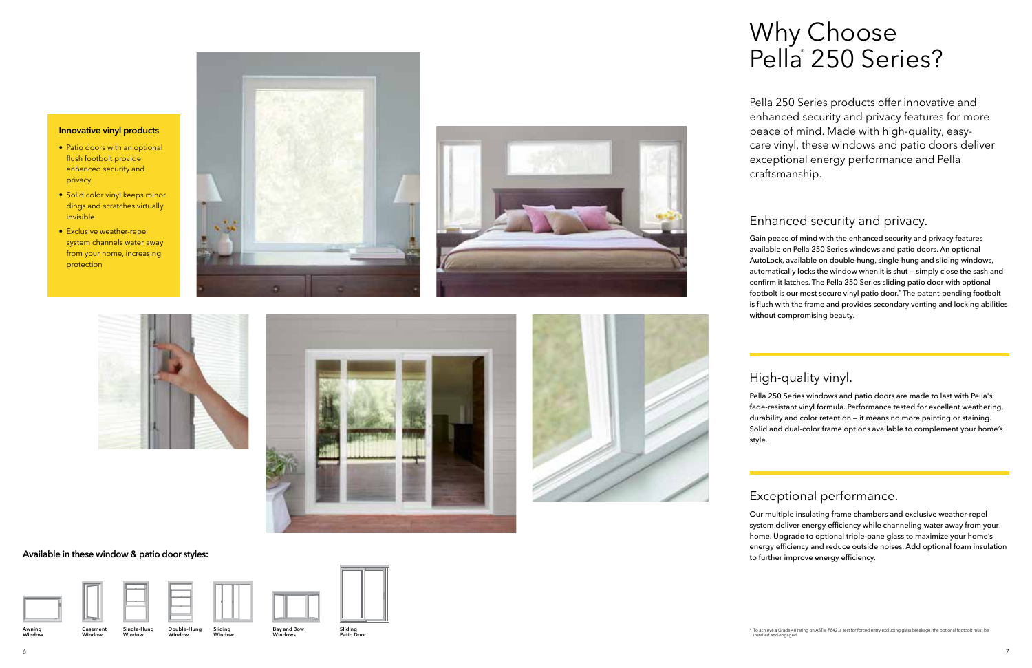# Why Choose Pella® 250 Series?

Pella 250 Series products offer innovative and enhanced security and privacy features for more peace of mind. Made with high-quality, easy-care vinyl, these windows and patio doors deliver exceptional energy performance and Pella craftsmanship.

## Enhanced security and privacy.

Gain peace of mind with the enhanced security and privacy features available on Pella 250 Series windows and patio doors. An optional AutoLock, available on double-hung, single-hung and sliding windows, automatically locks the window when it is shut — simply close the sash and confirm it latches. The Pella 250 Series sliding patio door with optional footbolt is our most secure vinyl patio door.* The patent-pending footbolt is flush with the frame and provides secondary venting and locking abilities without compromising beauty.

## High-quality vinyl.

Pella 250 Series windows and patio doors are made to last with Pella's fade-resistant vinyl formula. Performance tested for excellent weathering, durability and color retention — it means no more painting or staining. Solid and dual-color frame options available to complement your home's style.

## Exceptional performance.

Our multiple insulating frame chambers and exclusive weather-repel system deliver energy efficiency while channeling water away from your home. Upgrade to optional triple-pane glass to maximize your home's energy efficiency and reduce outside noises. Add optional foam insulation to further improve energy efficiency.

**Innovative vinyl products**

- Patio doors with an optional flush footbolt provide enhanced security and privacy
- Solid color vinyl keeps minor dings and scratches virtually invisible
- Exclusive weather-repel system channels water away from your home, increasing protection

**Available in these window & patio door styles:**

Awning Window

Casement Window

Single-Hung Window

Double-Hung Window

Sliding Window

Bay and Bow Windows

Sliding Patio Door

* To achieve a Grade 40 rating on ASTM F842, a test for forced entry excluding glass breakage, the optional footbolt must be installed and engaged.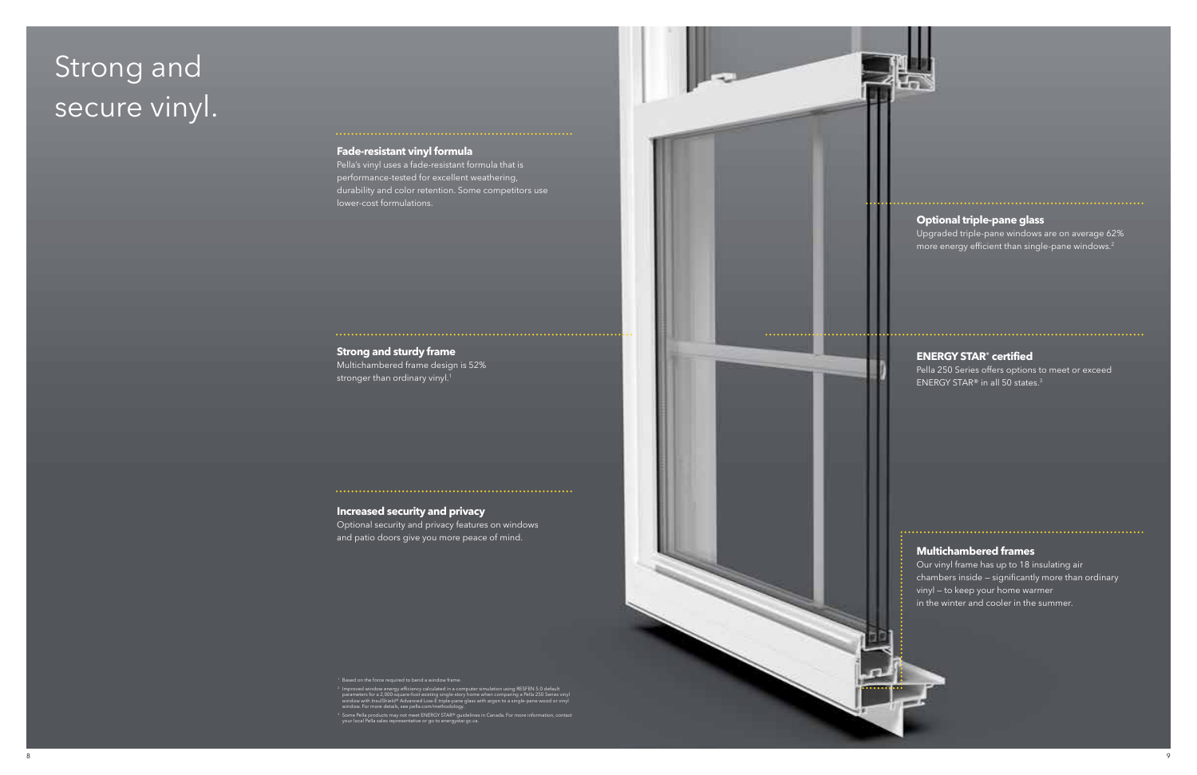# Strong and secure vinyl.

### Fade-resistant vinyl formula

Pella's vinyl uses a fade-resistant formula that is performance-tested for excellent weathering, durability and color retention. Some competitors use lower-cost formulations.

### Strong and sturdy frame

Multichambered frame design is 52% stronger than ordinary vinyl.[1]

### Increased security and privacy

Optional security and privacy features on windows and patio doors give you more peace of mind.

### Optional triple-pane glass

Upgraded triple-pane windows are on average 62% more energy efficient than single-pane windows.[2]

### ENERGY STAR® certified

Pella 250 Series offers options to meet or exceed ENERGY STAR® in all 50 states.[3]

### Multichambered frames

Our vinyl frame has up to 18 insulating air chambers inside — significantly more than ordinary vinyl — to keep your home warmer in the winter and cooler in the summer.

[1] Based on the force required to bend a window frame.

[2] Improved window energy efficiency calculated in a computer simulation using RESFEN 5.0 default parameters for a 2,000-square-foot existing single-story home when comparing a Pella 250 Series vinyl window with InsulShield® Advanced Low-E triple-pane glass with argon to a single-pane wood or vinyl window. For more details, see pella.com/methodology.

[3] Some Pella products may not meet ENERGY STAR® guidelines in Canada. For more information, contact your local Pella sales representative or go to energystar.gc.ca.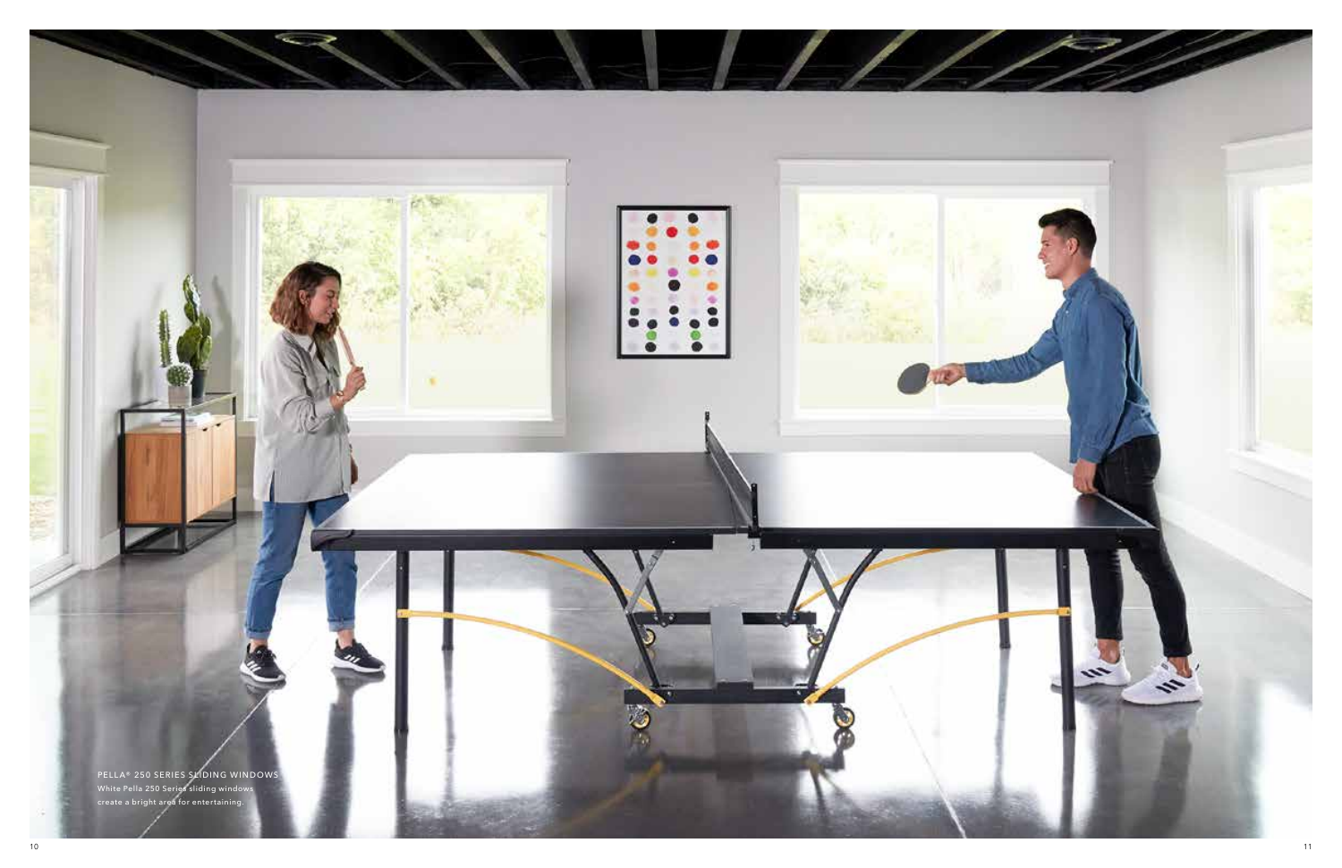PELLA® 250 SERIES SLIDING WINDOWS

White Pella 250 Series sliding windows create a bright area for entertaining.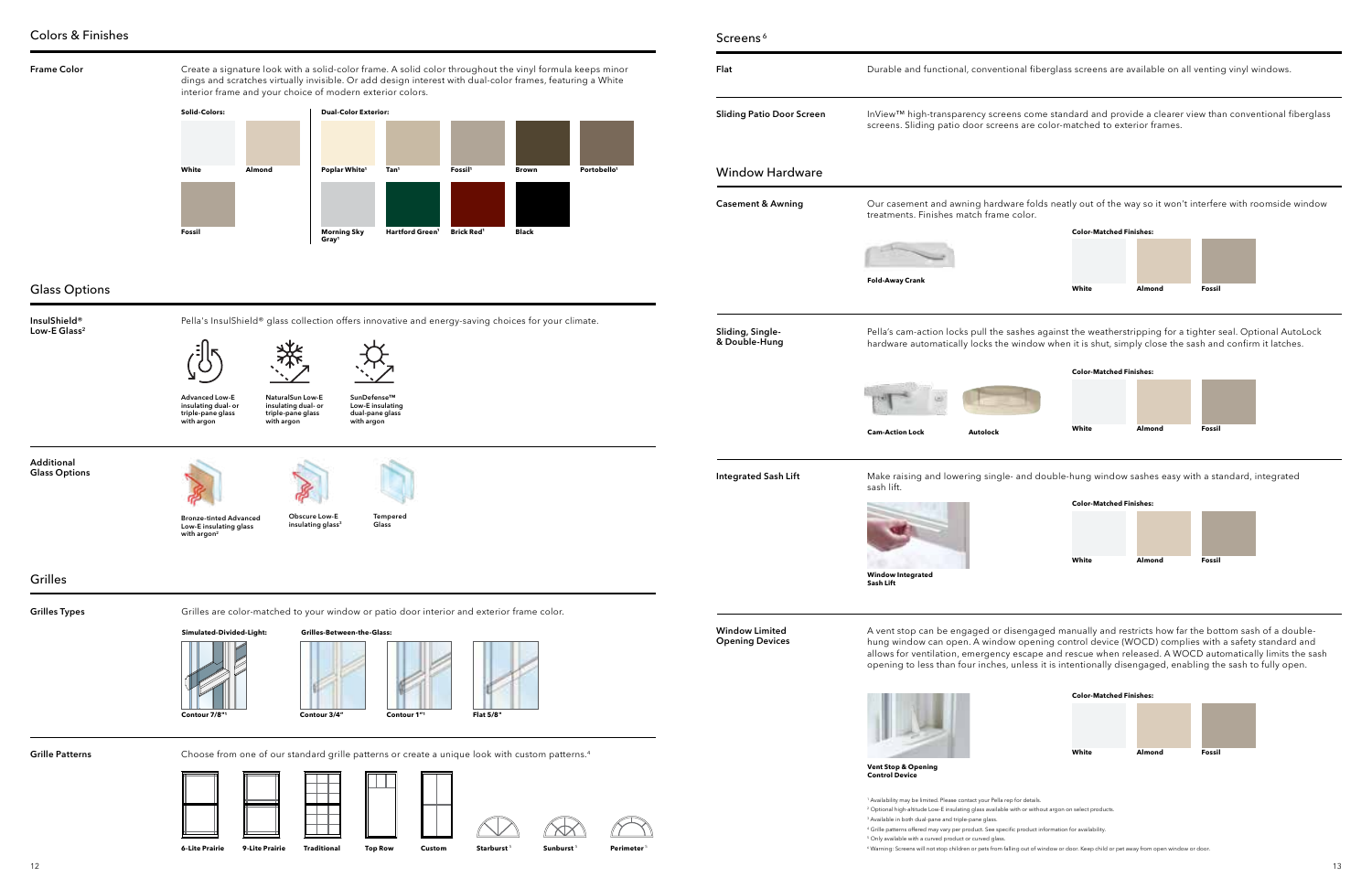## Colors & Finishes

### Frame Color

Create a signature look with a solid-color frame. A solid color throughout the vinyl formula keeps minor dings and scratches virtually invisible. Or add design interest with dual-color frames, featuring a White interior frame and your choice of modern exterior colors.

**Solid-Colors:**

White

Almond

Fossil

**Dual-Color Exterior:**

Poplar White[1]

Tan[1]

Fossil[1]

Brown

Portobello[1]

Morning Sky Gray[1]

Hartford Green[1]

Brick Red[1]

Black

## Glass Options

### InsulShield® Low-E Glass[2]

Pella's InsulShield® glass collection offers innovative and energy-saving choices for your climate.

Advanced Low-E insulating dual- or triple-pane glass with argon

NaturalSun Low-E insulating dual- or triple-pane glass with argon

SunDefense™ Low-E insulating dual-pane glass with argon

### Additional Glass Options

Bronze-tinted Advanced Low-E insulating glass with argon[3]

Obscure Low-E insulating glass[3]

Tempered Glass

## Grilles

### Grilles Types

Grilles are color-matched to your window or patio door interior and exterior frame color.

**Simulated-Divided-Light:**

Contour 7/8"[1]

**Grilles-Between-the-Glass:**

Contour 3/4"

Contour 1"[1]

Flat 5/8"

### Grille Patterns

Choose from one of our standard grille patterns or create a unique look with custom patterns.[4]

6-Lite Prairie

9-Lite Prairie

Traditional

Top Row

Custom

Starburst[5]

Sunburst[5]

Perimeter[5]

## Screens[6]

### Flat

Durable and functional, conventional fiberglass screens are available on all venting vinyl windows.

### Sliding Patio Door Screen

InView™ high-transparency screens come standard and provide a clearer view than conventional fiberglass screens. Sliding patio door screens are color-matched to exterior frames.

## Window Hardware

### Casement & Awning

Our casement and awning hardware folds neatly out of the way so it won't interfere with roomside window treatments. Finishes match frame color.

Fold-Away Crank

**Color-Matched Finishes:**

White

Almond

Fossil

### Sliding, Single- & Double-Hung

Pella's cam-action locks pull the sashes against the weatherstripping for a tighter seal. Optional AutoLock hardware automatically locks the window when it is shut, simply close the sash and confirm it latches.

Cam-Action Lock

Autolock

**Color-Matched Finishes:**

White

Almond

Fossil

### Integrated Sash Lift

Make raising and lowering single- and double-hung window sashes easy with a standard, integrated sash lift.

Window Integrated Sash Lift

**Color-Matched Finishes:**

White

Almond

Fossil

### Window Limited Opening Devices

A vent stop can be engaged or disengaged manually and restricts how far the bottom sash of a double-hung window can open. A window opening control device (WOCD) complies with a safety standard and allows for ventilation, emergency escape and rescue when released. A WOCD automatically limits the sash opening to less than four inches, unless it is intentionally disengaged, enabling the sash to fully open.

Vent Stop & Opening Control Device

**Color-Matched Finishes:**

White

Almond

Fossil

[1] Availability may be limited. Please contact your Pella rep for details.

[2] Optional high-altitude Low-E insulating glass available with or without argon on select products.

[3] Available in both dual-pane and triple-pane glass.

[4] Grille patterns offered may vary per product. See specific product information for availability.

[5] Only available with a curved product or curved glass.

[6] Warning: Screens will not stop children or pets from falling out of window or door. Keep child or pet away from open window or door.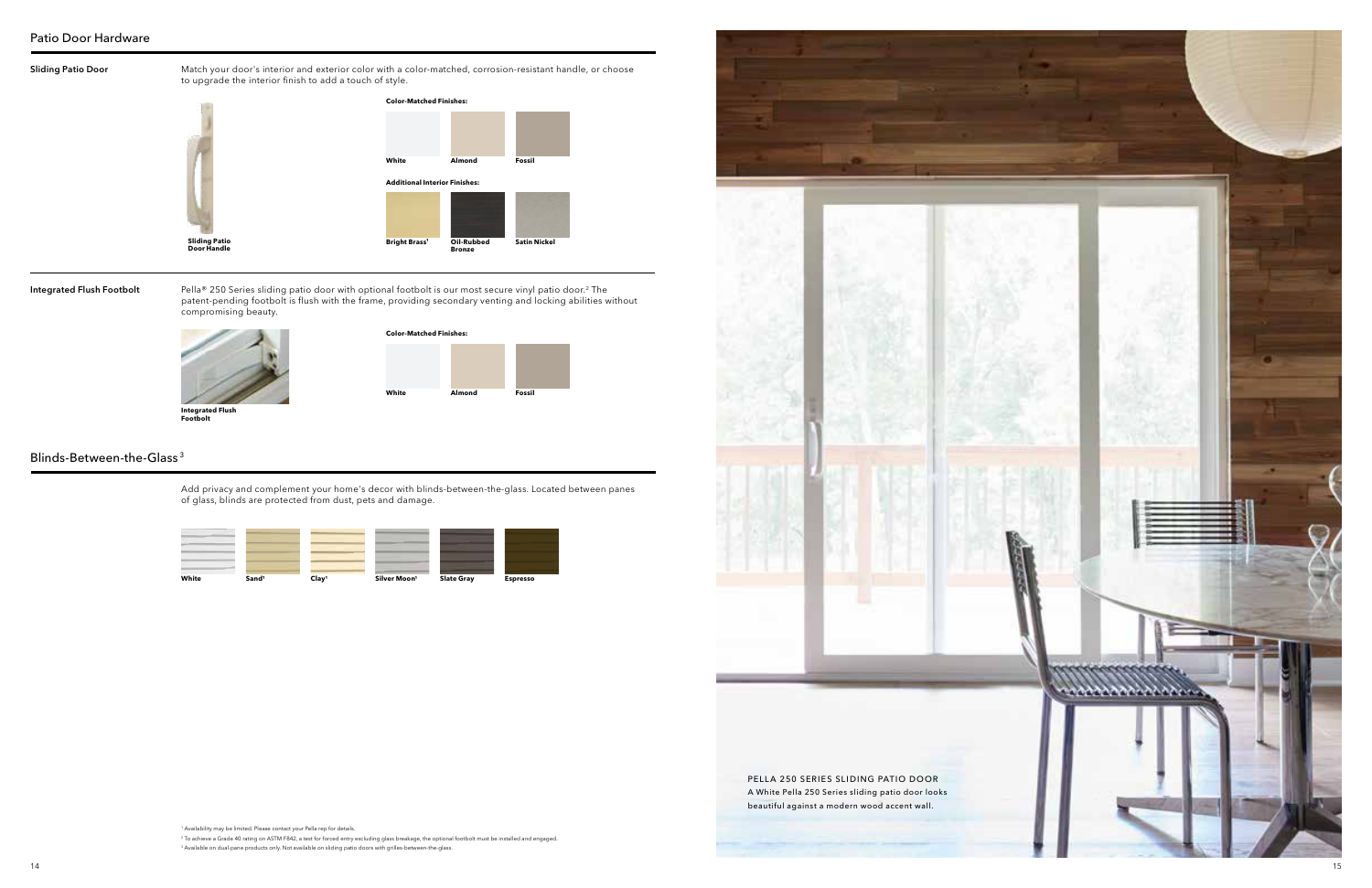## Patio Door Hardware

**Sliding Patio Door**

Match your door's interior and exterior color with a color-matched, corrosion-resistant handle, or choose to upgrade the interior finish to add a touch of style.

**Sliding Patio Door Handle**

**Color-Matched Finishes:**

White, Almond, Fossil

**Additional Interior Finishes:**

Bright Brass[1], Oil-Rubbed Bronze, Satin Nickel

**Integrated Flush Footbolt**

Pella® 250 Series sliding patio door with optional footbolt is our most secure vinyl patio door.[2] The patent-pending footbolt is flush with the frame, providing secondary venting and locking abilities without compromising beauty.

**Integrated Flush Footbolt**

**Color-Matched Finishes:**

White, Almond, Fossil

## Blinds-Between-the-Glass[3]

Add privacy and complement your home's decor with blinds-between-the-glass. Located between panes of glass, blinds are protected from dust, pets and damage.

White, Sand[1], Clay[1], Silver Moon[1], Slate Gray, Espresso

PELLA 250 SERIES SLIDING PATIO DOOR

A White Pella 250 Series sliding patio door looks beautiful against a modern wood accent wall.

[1] Availability may be limited. Please contact your Pella rep for details.

[2] To achieve a Grade 40 rating on ASTM F842, a test for forced entry excluding glass breakage, the optional footbolt must be installed and engaged.

[3] Available on dual-pane products only. Not available on sliding patio doors with grilles-between-the-glass.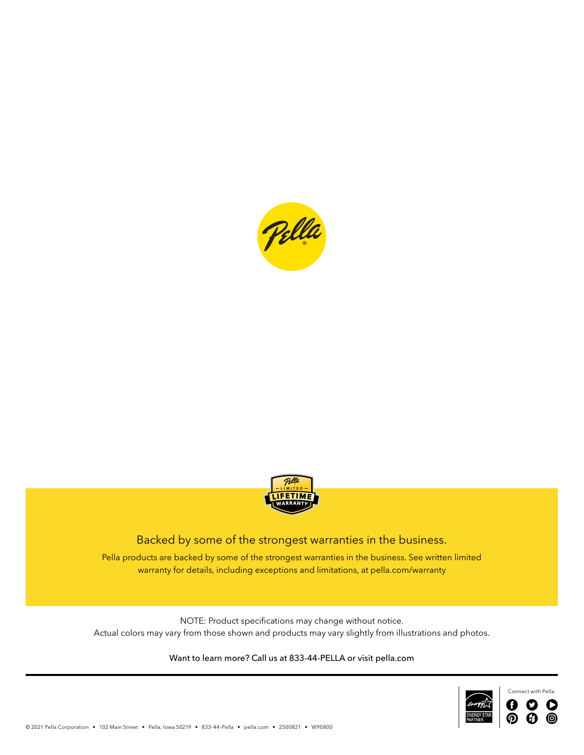Backed by some of the strongest warranties in the business.

Pella products are backed by some of the strongest warranties in the business. See written limited warranty for details, including exceptions and limitations, at pella.com/warranty

NOTE: Product specifications may change without notice.
Actual colors may vary from those shown and products may vary slightly from illustrations and photos.

Want to learn more? Call us at 833-44-PELLA or visit pella.com

Connect with Pella:

© 2021 Pella Corporation • 102 Main Street • Pella, Iowa 50219 • 833-44-Pella • pella.com • 2500821 • W90800